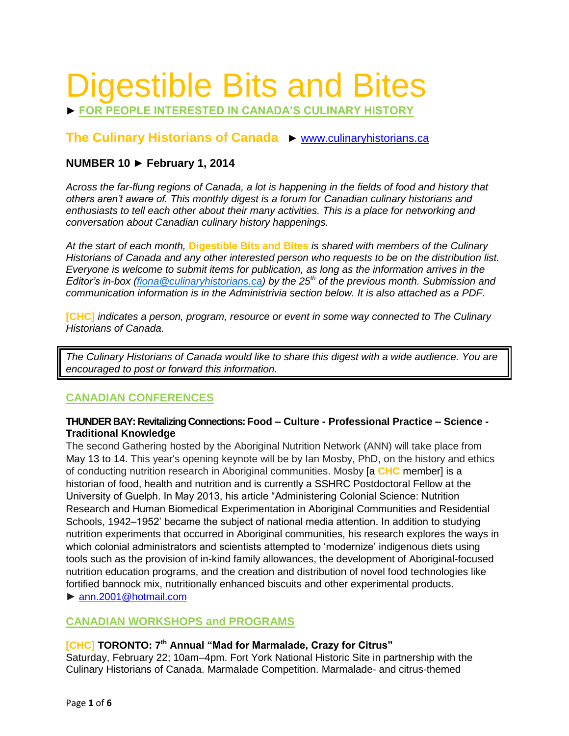# Digestible Bits and Bites

► **FOR PEOPLE INTERESTED IN CANADA'S CULINARY HISTORY**

## The Culinary Historians of Canada ► www.culinaryhistorians.ca

### NUMBER 10 ► February 1, 2014

*Across the far-flung regions of Canada, a lot is happening in the fields of food and history that others aren't aware of. This monthly digest is a forum for Canadian culinary historians and enthusiasts to tell each other about their many activities. This is a place for networking and conversation about Canadian culinary history happenings.*

*At the start of each month,* **Digestible Bits and Bites** *is shared with members of the Culinary Historians of Canada and any other interested person who requests to be on the distribution list. Everyone is welcome to submit items for publication, as long as the information arrives in the Editor's in-box (fiona@culinaryhistorians.ca) by the 25th of the previous month. Submission and communication information is in the Administrivia section below. It is also attached as a PDF.*

**[CHC]** *indicates a person, program, resource or event in some way connected to The Culinary Historians of Canada.*

*The Culinary Historians of Canada would like to share this digest with a wide audience. You are encouraged to post or forward this information.*

## CANADIAN CONFERENCES

**THUNDER BAY: Revitalizing Connections: Food – Culture - Professional Practice – Science - Traditional Knowledge**

The second Gathering hosted by the Aboriginal Nutrition Network (ANN) will take place from May 13 to 14. This year's opening keynote will be by Ian Mosby, PhD, on the history and ethics of conducting nutrition research in Aboriginal communities. Mosby [a **CHC** member] is a historian of food, health and nutrition and is currently a SSHRC Postdoctoral Fellow at the University of Guelph. In May 2013, his article "Administering Colonial Science: Nutrition Research and Human Biomedical Experimentation in Aboriginal Communities and Residential Schools, 1942–1952' became the subject of national media attention. In addition to studying nutrition experiments that occurred in Aboriginal communities, his research explores the ways in which colonial administrators and scientists attempted to 'modernize' indigenous diets using tools such as the provision of in-kind family allowances, the development of Aboriginal-focused nutrition education programs, and the creation and distribution of novel food technologies like fortified bannock mix, nutritionally enhanced biscuits and other experimental products.
► ann.2001@hotmail.com

## CANADIAN WORKSHOPS and PROGRAMS

**[CHC] TORONTO: 7th Annual "Mad for Marmalade, Crazy for Citrus"**

Saturday, February 22; 10am–4pm. Fort York National Historic Site in partnership with the Culinary Historians of Canada. Marmalade Competition. Marmalade- and citrus-themed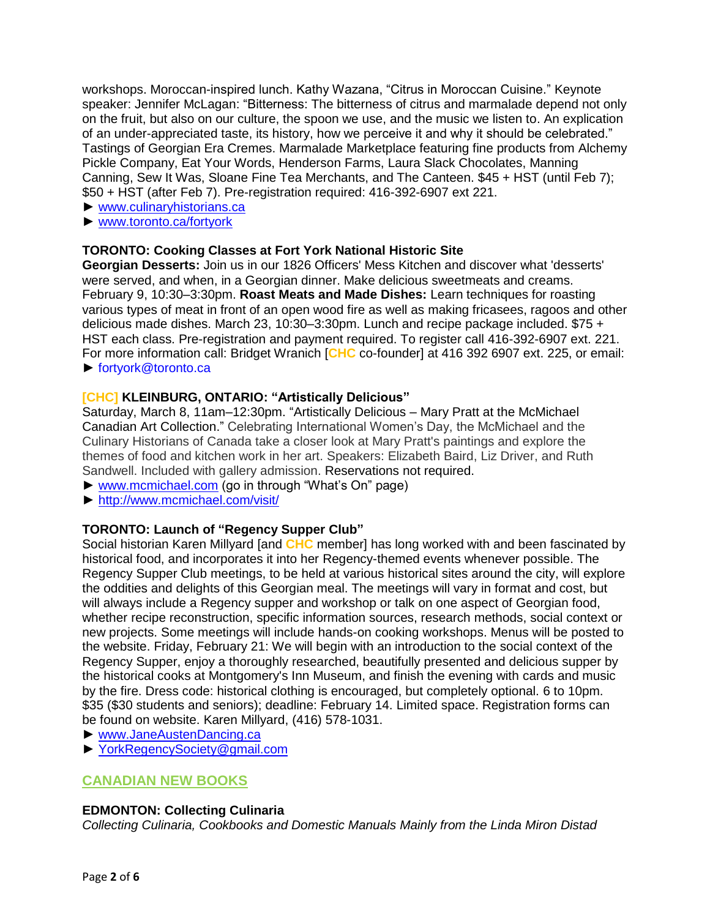workshops. Moroccan-inspired lunch. Kathy Wazana, "Citrus in Moroccan Cuisine." Keynote speaker: Jennifer McLagan: "Bitterness: The bitterness of citrus and marmalade depend not only on the fruit, but also on our culture, the spoon we use, and the music we listen to. An explication of an under-appreciated taste, its history, how we perceive it and why it should be celebrated." Tastings of Georgian Era Cremes. Marmalade Marketplace featuring fine products from Alchemy Pickle Company, Eat Your Words, Henderson Farms, Laura Slack Chocolates, Manning Canning, Sew It Was, Sloane Fine Tea Merchants, and The Canteen. $45 + HST (until Feb 7); $50 + HST (after Feb 7). Pre-registration required: 416-392-6907 ext 221.

► www.culinaryhistorians.ca
► www.toronto.ca/fortyork

**TORONTO: Cooking Classes at Fort York National Historic Site**

**Georgian Desserts:** Join us in our 1826 Officers' Mess Kitchen and discover what 'desserts' were served, and when, in a Georgian dinner. Make delicious sweetmeats and creams. February 9, 10:30–3:30pm. **Roast Meats and Made Dishes:** Learn techniques for roasting various types of meat in front of an open wood fire as well as making fricasees, ragoos and other delicious made dishes. March 23, 10:30–3:30pm. Lunch and recipe package included. $75 + HST each class. Pre-registration and payment required. To register call 416-392-6907 ext. 221. For more information call: Bridget Wranich [CHC co-founder] at 416 392 6907 ext. 225, or email:
► fortyork@toronto.ca

**[CHC] KLEINBURG, ONTARIO: "Artistically Delicious"**

Saturday, March 8, 11am–12:30pm. "Artistically Delicious – Mary Pratt at the McMichael Canadian Art Collection." Celebrating International Women's Day, the McMichael and the Culinary Historians of Canada take a closer look at Mary Pratt's paintings and explore the themes of food and kitchen work in her art. Speakers: Elizabeth Baird, Liz Driver, and Ruth Sandwell. Included with gallery admission. Reservations not required.

► www.mcmichael.com (go in through "What's On" page)
► http://www.mcmichael.com/visit/

**TORONTO: Launch of "Regency Supper Club"**

Social historian Karen Millyard [and CHC member] has long worked with and been fascinated by historical food, and incorporates it into her Regency-themed events whenever possible. The Regency Supper Club meetings, to be held at various historical sites around the city, will explore the oddities and delights of this Georgian meal. The meetings will vary in format and cost, but will always include a Regency supper and workshop or talk on one aspect of Georgian food, whether recipe reconstruction, specific information sources, research methods, social context or new projects. Some meetings will include hands-on cooking workshops. Menus will be posted to the website. Friday, February 21: We will begin with an introduction to the social context of the Regency Supper, enjoy a thoroughly researched, beautifully presented and delicious supper by the historical cooks at Montgomery's Inn Museum, and finish the evening with cards and music by the fire. Dress code: historical clothing is encouraged, but completely optional. 6 to 10pm. $35 ($30 students and seniors); deadline: February 14. Limited space. Registration forms can be found on website. Karen Millyard, (416) 578-1031.

► www.JaneAustenDancing.ca
► YorkRegencySociety@gmail.com

## CANADIAN NEW BOOKS

**EDMONTON: Collecting Culinaria**

*Collecting Culinaria, Cookbooks and Domestic Manuals Mainly from the Linda Miron Distad*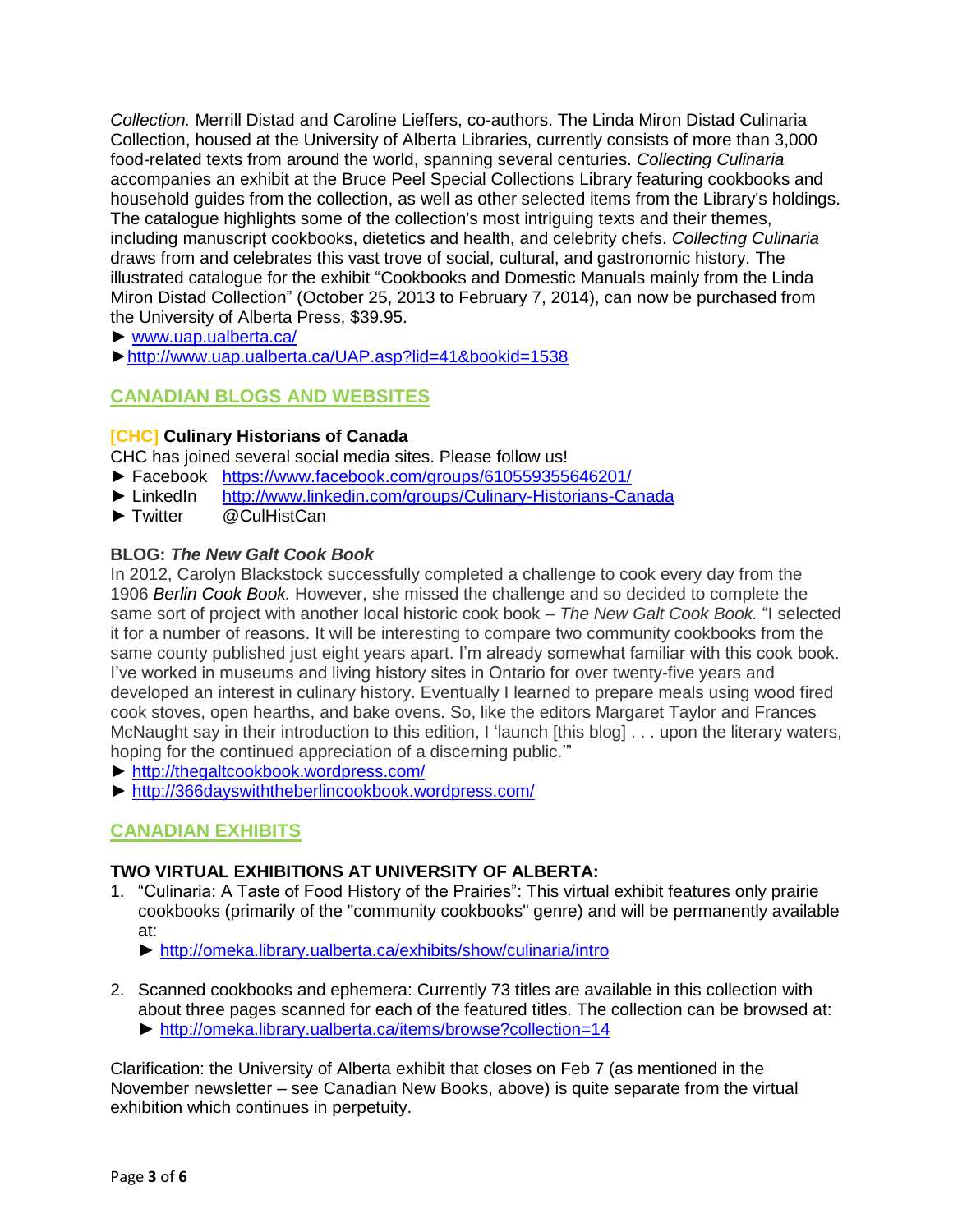*Collection.* Merrill Distad and Caroline Lieffers, co-authors. The Linda Miron Distad Culinaria Collection, housed at the University of Alberta Libraries, currently consists of more than 3,000 food-related texts from around the world, spanning several centuries. *Collecting Culinaria* accompanies an exhibit at the Bruce Peel Special Collections Library featuring cookbooks and household guides from the collection, as well as other selected items from the Library's holdings. The catalogue highlights some of the collection's most intriguing texts and their themes, including manuscript cookbooks, dietetics and health, and celebrity chefs. *Collecting Culinaria* draws from and celebrates this vast trove of social, cultural, and gastronomic history. The illustrated catalogue for the exhibit "Cookbooks and Domestic Manuals mainly from the Linda Miron Distad Collection" (October 25, 2013 to February 7, 2014), can now be purchased from the University of Alberta Press, $39.95.

► www.uap.ualberta.ca/

► http://www.uap.ualberta.ca/UAP.asp?lid=41&bookid=1538

## CANADIAN BLOGS AND WEBSITES

**[CHC] Culinary Historians of Canada**

CHC has joined several social media sites. Please follow us!

► Facebook https://www.facebook.com/groups/610559355646201/

► LinkedIn http://www.linkedin.com/groups/Culinary-Historians-Canada

► Twitter @CulHistCan

**BLOG: *The New Galt Cook Book***

In 2012, Carolyn Blackstock successfully completed a challenge to cook every day from the 1906 *Berlin Cook Book.* However, she missed the challenge and so decided to complete the same sort of project with another local historic cook book – *The New Galt Cook Book.* "I selected it for a number of reasons. It will be interesting to compare two community cookbooks from the same county published just eight years apart. I'm already somewhat familiar with this cook book. I've worked in museums and living history sites in Ontario for over twenty-five years and developed an interest in culinary history. Eventually I learned to prepare meals using wood fired cook stoves, open hearths, and bake ovens. So, like the editors Margaret Taylor and Frances McNaught say in their introduction to this edition, I 'launch [this blog] . . . upon the literary waters, hoping for the continued appreciation of a discerning public.'"

► http://thegaltcookbook.wordpress.com/

► http://366dayswiththeberlincookbook.wordpress.com/

## CANADIAN EXHIBITS

**TWO VIRTUAL EXHIBITIONS AT UNIVERSITY OF ALBERTA:**

1. "Culinaria: A Taste of Food History of the Prairies": This virtual exhibit features only prairie cookbooks (primarily of the "community cookbooks" genre) and will be permanently available at:
   ► http://omeka.library.ualberta.ca/exhibits/show/culinaria/intro

2. Scanned cookbooks and ephemera: Currently 73 titles are available in this collection with about three pages scanned for each of the featured titles. The collection can be browsed at:
   ► http://omeka.library.ualberta.ca/items/browse?collection=14

Clarification: the University of Alberta exhibit that closes on Feb 7 (as mentioned in the November newsletter – see Canadian New Books, above) is quite separate from the virtual exhibition which continues in perpetuity.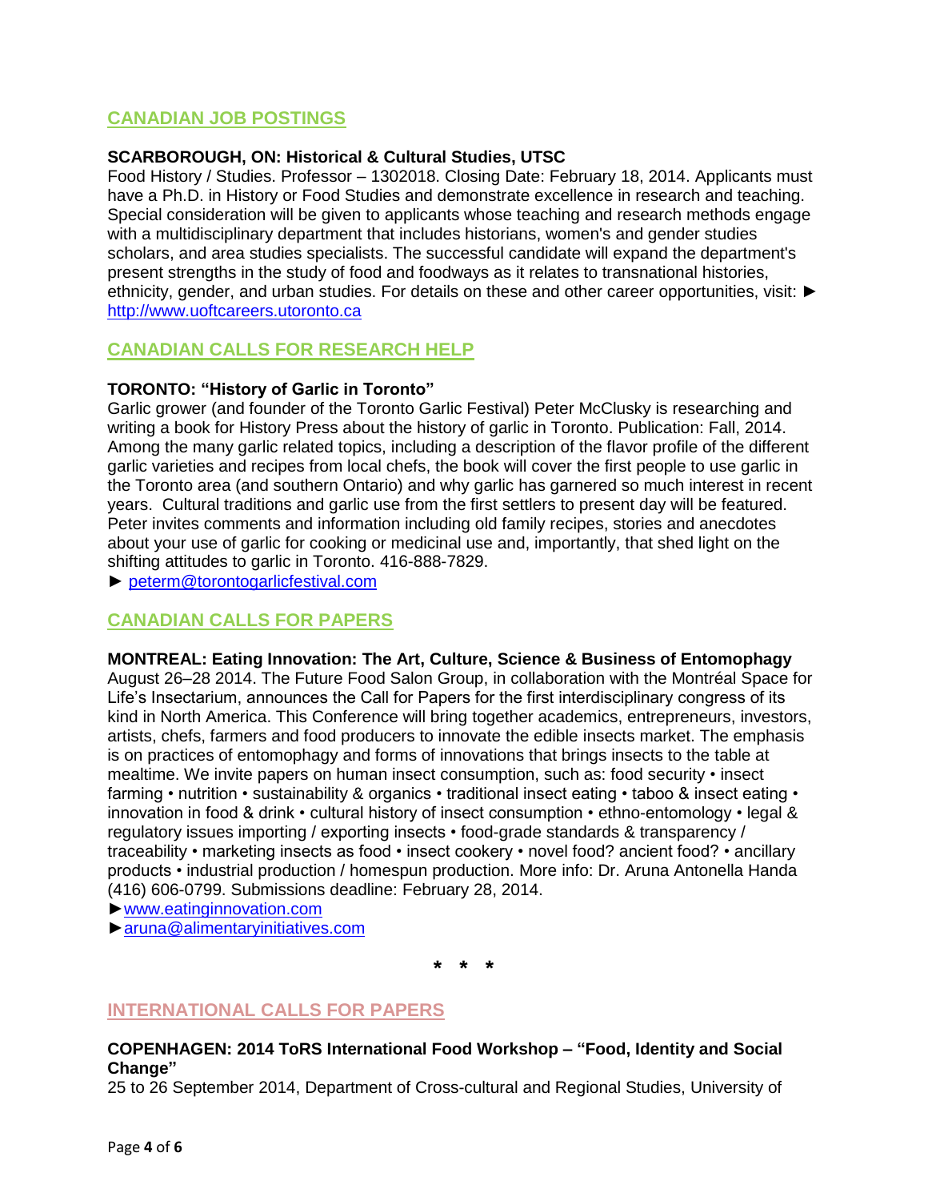## CANADIAN JOB POSTINGS

**SCARBOROUGH, ON: Historical & Cultural Studies, UTSC**

Food History / Studies. Professor – 1302018. Closing Date: February 18, 2014. Applicants must have a Ph.D. in History or Food Studies and demonstrate excellence in research and teaching. Special consideration will be given to applicants whose teaching and research methods engage with a multidisciplinary department that includes historians, women's and gender studies scholars, and area studies specialists. The successful candidate will expand the department's present strengths in the study of food and foodways as it relates to transnational histories, ethnicity, gender, and urban studies. For details on these and other career opportunities, visit: ► http://www.uoftcareers.utoronto.ca

## CANADIAN CALLS FOR RESEARCH HELP

**TORONTO: "History of Garlic in Toronto"**

Garlic grower (and founder of the Toronto Garlic Festival) Peter McClusky is researching and writing a book for History Press about the history of garlic in Toronto. Publication: Fall, 2014. Among the many garlic related topics, including a description of the flavor profile of the different garlic varieties and recipes from local chefs, the book will cover the first people to use garlic in the Toronto area (and southern Ontario) and why garlic has garnered so much interest in recent years. Cultural traditions and garlic use from the first settlers to present day will be featured. Peter invites comments and information including old family recipes, stories and anecdotes about your use of garlic for cooking or medicinal use and, importantly, that shed light on the shifting attitudes to garlic in Toronto. 416-888-7829.

► peterm@torontogarlicfestival.com

## CANADIAN CALLS FOR PAPERS

**MONTREAL: Eating Innovation: The Art, Culture, Science & Business of Entomophagy**

August 26–28 2014. The Future Food Salon Group, in collaboration with the Montréal Space for Life's Insectarium, announces the Call for Papers for the first interdisciplinary congress of its kind in North America. This Conference will bring together academics, entrepreneurs, investors, artists, chefs, farmers and food producers to innovate the edible insects market. The emphasis is on practices of entomophagy and forms of innovations that brings insects to the table at mealtime. We invite papers on human insect consumption, such as: food security • insect farming • nutrition • sustainability & organics • traditional insect eating • taboo & insect eating • innovation in food & drink • cultural history of insect consumption • ethno-entomology • legal & regulatory issues importing / exporting insects • food-grade standards & transparency / traceability • marketing insects as food • insect cookery • novel food? ancient food? • ancillary products • industrial production / homespun production. More info: Dr. Aruna Antonella Handa (416) 606-0799. Submissions deadline: February 28, 2014.

►www.eatinginnovation.com

►aruna@alimentaryinitiatives.com

\* \* \*

## INTERNATIONAL CALLS FOR PAPERS

**COPENHAGEN: 2014 ToRS International Food Workshop – "Food, Identity and Social Change"**

25 to 26 September 2014, Department of Cross-cultural and Regional Studies, University of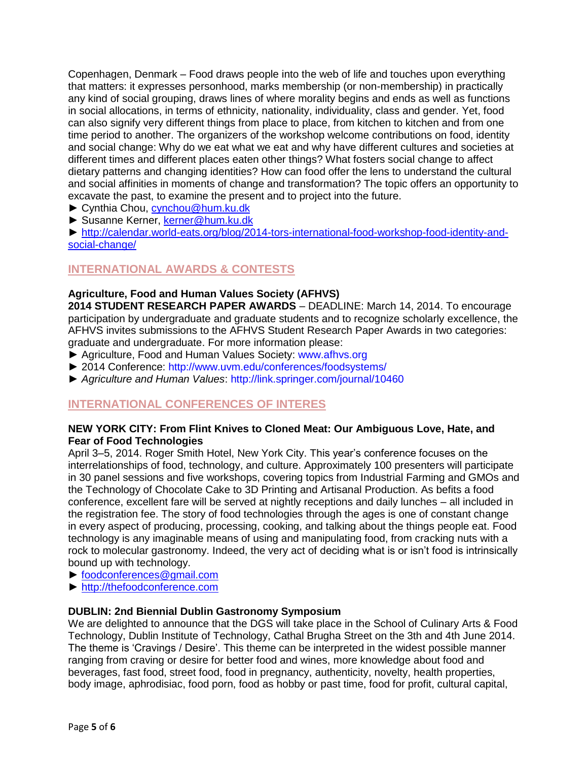Copenhagen, Denmark – Food draws people into the web of life and touches upon everything that matters: it expresses personhood, marks membership (or non-membership) in practically any kind of social grouping, draws lines of where morality begins and ends as well as functions in social allocations, in terms of ethnicity, nationality, individuality, class and gender. Yet, food can also signify very different things from place to place, from kitchen to kitchen and from one time period to another. The organizers of the workshop welcome contributions on food, identity and social change: Why do we eat what we eat and why have different cultures and societies at different times and different places eaten other things? What fosters social change to affect dietary patterns and changing identities? How can food offer the lens to understand the cultural and social affinities in moments of change and transformation? The topic offers an opportunity to excavate the past, to examine the present and to project into the future.

► Cynthia Chou, cynchou@hum.ku.dk
► Susanne Kerner, kerner@hum.ku.dk
► http://calendar.world-eats.org/blog/2014-tors-international-food-workshop-food-identity-and-social-change/

## INTERNATIONAL AWARDS & CONTESTS

**Agriculture, Food and Human Values Society (AFHVS)**
**2014 STUDENT RESEARCH PAPER AWARDS** – DEADLINE: March 14, 2014. To encourage participation by undergraduate and graduate students and to recognize scholarly excellence, the AFHVS invites submissions to the AFHVS Student Research Paper Awards in two categories: graduate and undergraduate. For more information please:

► Agriculture, Food and Human Values Society: www.afhvs.org
► 2014 Conference: http://www.uvm.edu/conferences/foodsystems/
► *Agriculture and Human Values*: http://link.springer.com/journal/10460

## INTERNATIONAL CONFERENCES OF INTERES

**NEW YORK CITY: From Flint Knives to Cloned Meat: Our Ambiguous Love, Hate, and Fear of Food Technologies**
April 3–5, 2014. Roger Smith Hotel, New York City. This year's conference focuses on the interrelationships of food, technology, and culture. Approximately 100 presenters will participate in 30 panel sessions and five workshops, covering topics from Industrial Farming and GMOs and the Technology of Chocolate Cake to 3D Printing and Artisanal Production. As befits a food conference, excellent fare will be served at nightly receptions and daily lunches – all included in the registration fee. The story of food technologies through the ages is one of constant change in every aspect of producing, processing, cooking, and talking about the things people eat. Food technology is any imaginable means of using and manipulating food, from cracking nuts with a rock to molecular gastronomy. Indeed, the very act of deciding what is or isn't food is intrinsically bound up with technology.

► foodconferences@gmail.com
► http://thefoodconference.com

**DUBLIN: 2nd Biennial Dublin Gastronomy Symposium**
We are delighted to announce that the DGS will take place in the School of Culinary Arts & Food Technology, Dublin Institute of Technology, Cathal Brugha Street on the 3th and 4th June 2014. The theme is 'Cravings / Desire'. This theme can be interpreted in the widest possible manner ranging from craving or desire for better food and wines, more knowledge about food and beverages, fast food, street food, food in pregnancy, authenticity, novelty, health properties, body image, aphrodisiac, food porn, food as hobby or past time, food for profit, cultural capital,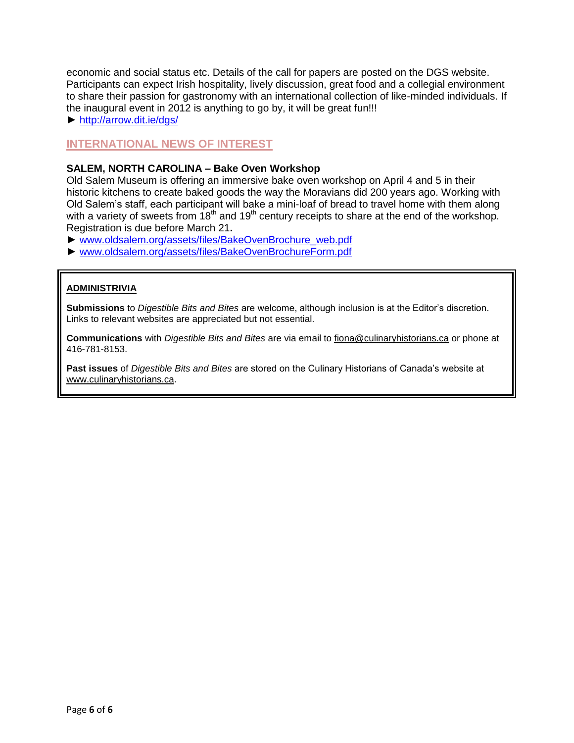economic and social status etc. Details of the call for papers are posted on the DGS website. Participants can expect Irish hospitality, lively discussion, great food and a collegial environment to share their passion for gastronomy with an international collection of like-minded individuals. If the inaugural event in 2012 is anything to go by, it will be great fun!!!

► http://arrow.dit.ie/dgs/

## INTERNATIONAL NEWS OF INTEREST

### SALEM, NORTH CAROLINA – Bake Oven Workshop

Old Salem Museum is offering an immersive bake oven workshop on April 4 and 5 in their historic kitchens to create baked goods the way the Moravians did 200 years ago. Working with Old Salem's staff, each participant will bake a mini-loaf of bread to travel home with them along with a variety of sweets from 18th and 19th century receipts to share at the end of the workshop. Registration is due before March 21**.**

► www.oldsalem.org/assets/files/BakeOvenBrochure_web.pdf

► www.oldsalem.org/assets/files/BakeOvenBrochureForm.pdf

---

**ADMINISTRIVIA**

**Submissions** to *Digestible Bits and Bites* are welcome, although inclusion is at the Editor's discretion. Links to relevant websites are appreciated but not essential.

**Communications** with *Digestible Bits and Bites* are via email to fiona@culinaryhistorians.ca or phone at 416-781-8153.

**Past issues** of *Digestible Bits and Bites* are stored on the Culinary Historians of Canada's website at www.culinaryhistorians.ca.

---